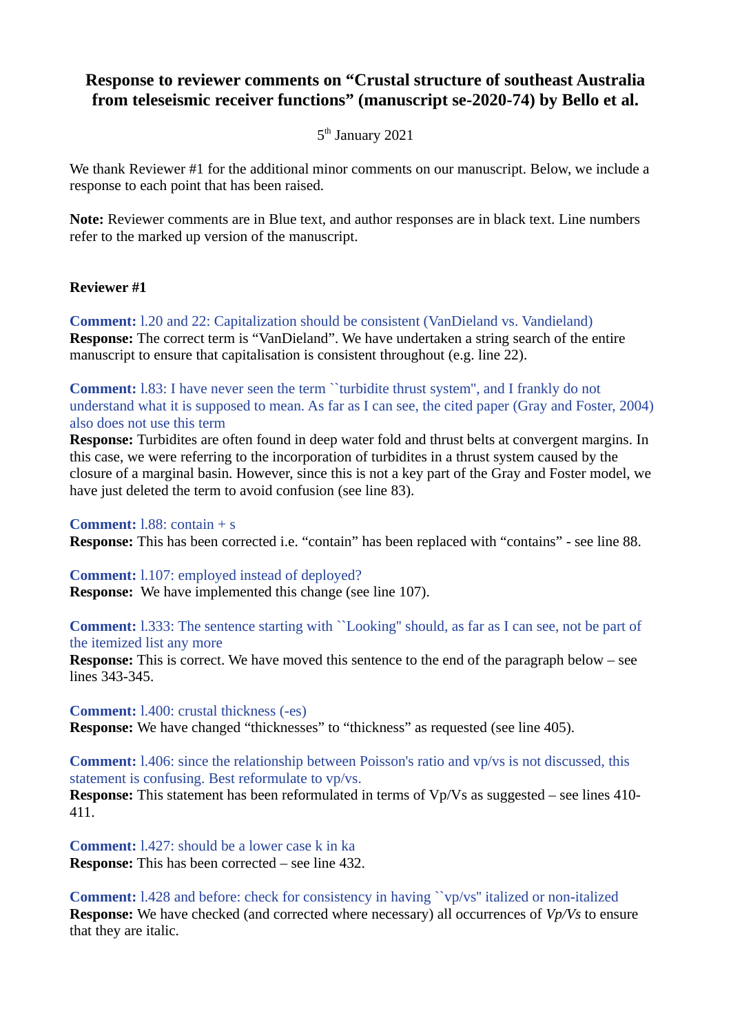# Response to reviewer comments on "Crustal structure of southeast Australia from teleseismic receiver functions" (manuscript se-2020-74) by Bello et al.

5th January 2021

We thank Reviewer #1 for the additional minor comments on our manuscript. Below, we include a response to each point that has been raised.

**Note:** Reviewer comments are in Blue text, and author responses are in black text. Line numbers refer to the marked up version of the manuscript.

**Reviewer #1**

**Comment:** l.20 and 22: Capitalization should be consistent (VanDieland vs. Vandieland)
**Response:** The correct term is "VanDieland". We have undertaken a string search of the entire manuscript to ensure that capitalisation is consistent throughout (e.g. line 22).

**Comment:** l.83: I have never seen the term ``turbidite thrust system'', and I frankly do not understand what it is supposed to mean. As far as I can see, the cited paper (Gray and Foster, 2004) also does not use this term
**Response:** Turbidites are often found in deep water fold and thrust belts at convergent margins. In this case, we were referring to the incorporation of turbidites in a thrust system caused by the closure of a marginal basin. However, since this is not a key part of the Gray and Foster model, we have just deleted the term to avoid confusion (see line 83).

**Comment:** l.88: contain + s
**Response:** This has been corrected i.e. "contain" has been replaced with "contains" - see line 88.

**Comment:** l.107: employed instead of deployed?
**Response:** We have implemented this change (see line 107).

**Comment:** l.333: The sentence starting with ``Looking'' should, as far as I can see, not be part of the itemized list any more
**Response:** This is correct. We have moved this sentence to the end of the paragraph below – see lines 343-345.

**Comment:** l.400: crustal thickness (-es)
**Response:** We have changed "thicknesses" to "thickness" as requested (see line 405).

**Comment:** l.406: since the relationship between Poisson's ratio and vp/vs is not discussed, this statement is confusing. Best reformulate to vp/vs.
**Response:** This statement has been reformulated in terms of Vp/Vs as suggested – see lines 410-411.

**Comment:** l.427: should be a lower case k in ka
**Response:** This has been corrected – see line 432.

**Comment:** l.428 and before: check for consistency in having ``vp/vs'' italized or non-italized
**Response:** We have checked (and corrected where necessary) all occurrences of *Vp/Vs* to ensure that they are italic.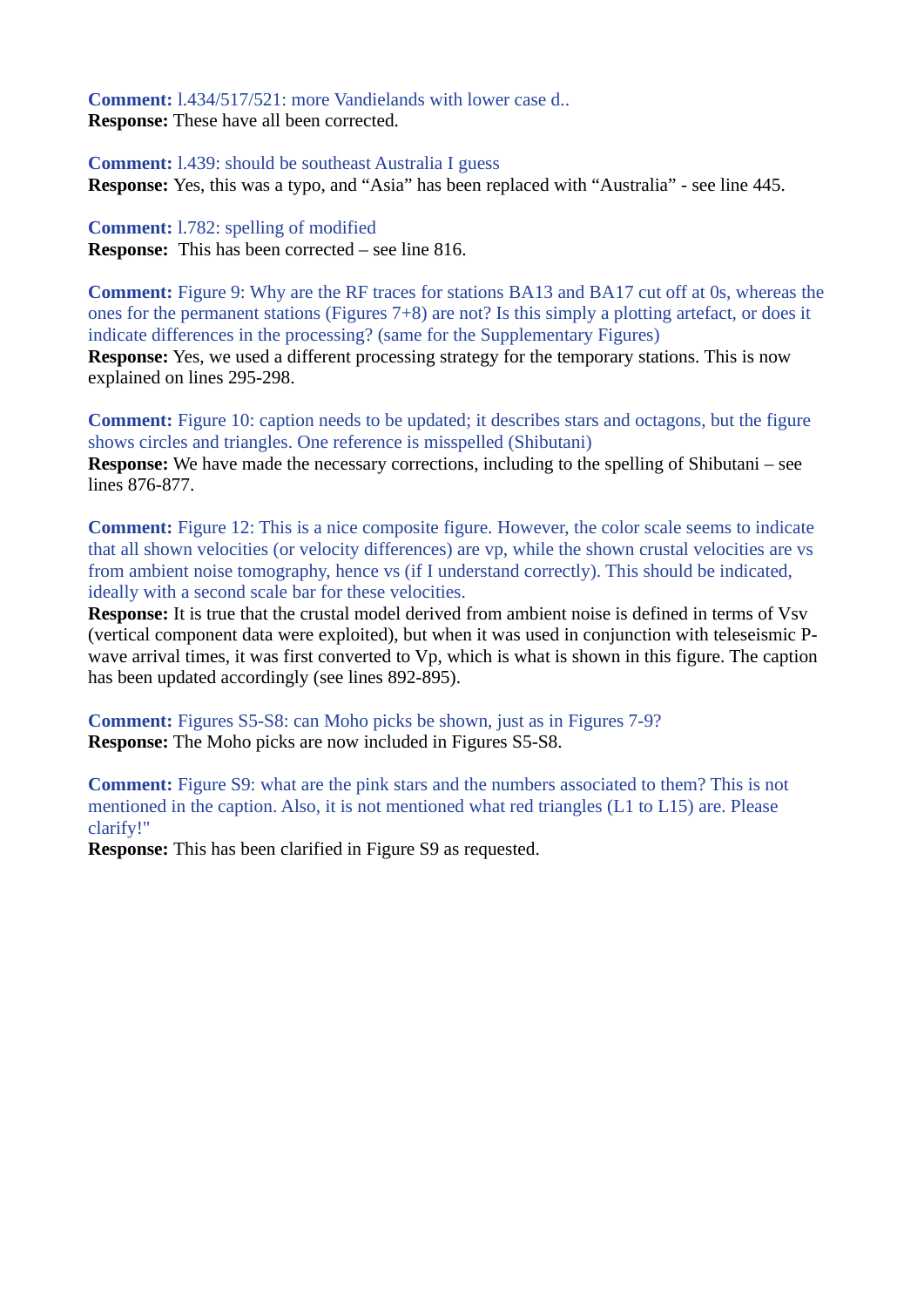**Comment:** l.434/517/521: more Vandielands with lower case d..
**Response:** These have all been corrected.

**Comment:** l.439: should be southeast Australia I guess
**Response:** Yes, this was a typo, and "Asia" has been replaced with "Australia" - see line 445.

**Comment:** l.782: spelling of modified
**Response:** This has been corrected – see line 816.

**Comment:** Figure 9: Why are the RF traces for stations BA13 and BA17 cut off at 0s, whereas the ones for the permanent stations (Figures 7+8) are not? Is this simply a plotting artefact, or does it indicate differences in the processing? (same for the Supplementary Figures)
**Response:** Yes, we used a different processing strategy for the temporary stations. This is now explained on lines 295-298.

**Comment:** Figure 10: caption needs to be updated; it describes stars and octagons, but the figure shows circles and triangles. One reference is misspelled (Shibutani)
**Response:** We have made the necessary corrections, including to the spelling of Shibutani – see lines 876-877.

**Comment:** Figure 12: This is a nice composite figure. However, the color scale seems to indicate that all shown velocities (or velocity differences) are vp, while the shown crustal velocities are vs from ambient noise tomography, hence vs (if I understand correctly). This should be indicated, ideally with a second scale bar for these velocities.
**Response:** It is true that the crustal model derived from ambient noise is defined in terms of Vsv (vertical component data were exploited), but when it was used in conjunction with teleseismic P-wave arrival times, it was first converted to Vp, which is what is shown in this figure. The caption has been updated accordingly (see lines 892-895).

**Comment:** Figures S5-S8: can Moho picks be shown, just as in Figures 7-9?
**Response:** The Moho picks are now included in Figures S5-S8.

**Comment:** Figure S9: what are the pink stars and the numbers associated to them? This is not mentioned in the caption. Also, it is not mentioned what red triangles (L1 to L15) are. Please clarify!"
**Response:** This has been clarified in Figure S9 as requested.